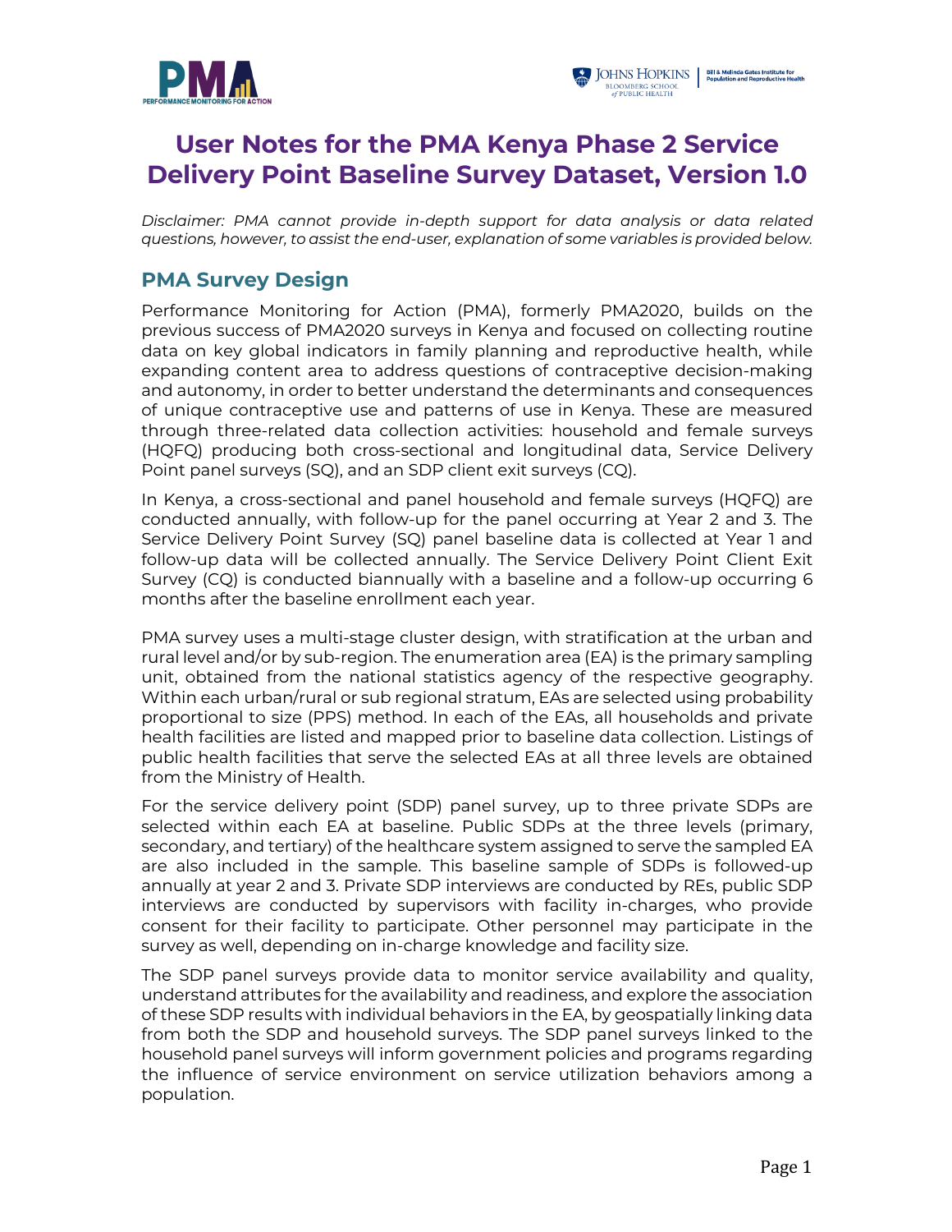# User Notes for the PMA Kenya Phase 2 Service Delivery Point Baseline Survey Dataset, Version 1.0

*Disclaimer: PMA cannot provide in-depth support for data analysis or data related questions, however, to assist the end-user, explanation of some variables is provided below.*

## PMA Survey Design

Performance Monitoring for Action (PMA), formerly PMA2020, builds on the previous success of PMA2020 surveys in Kenya and focused on collecting routine data on key global indicators in family planning and reproductive health, while expanding content area to address questions of contraceptive decision-making and autonomy, in order to better understand the determinants and consequences of unique contraceptive use and patterns of use in Kenya. These are measured through three-related data collection activities: household and female surveys (HQFQ) producing both cross-sectional and longitudinal data, Service Delivery Point panel surveys (SQ), and an SDP client exit surveys (CQ).

In Kenya, a cross-sectional and panel household and female surveys (HQFQ) are conducted annually, with follow-up for the panel occurring at Year 2 and 3. The Service Delivery Point Survey (SQ) panel baseline data is collected at Year 1 and follow-up data will be collected annually. The Service Delivery Point Client Exit Survey (CQ) is conducted biannually with a baseline and a follow-up occurring 6 months after the baseline enrollment each year.

PMA survey uses a multi-stage cluster design, with stratification at the urban and rural level and/or by sub-region. The enumeration area (EA) is the primary sampling unit, obtained from the national statistics agency of the respective geography. Within each urban/rural or sub regional stratum, EAs are selected using probability proportional to size (PPS) method. In each of the EAs, all households and private health facilities are listed and mapped prior to baseline data collection. Listings of public health facilities that serve the selected EAs at all three levels are obtained from the Ministry of Health.

For the service delivery point (SDP) panel survey, up to three private SDPs are selected within each EA at baseline. Public SDPs at the three levels (primary, secondary, and tertiary) of the healthcare system assigned to serve the sampled EA are also included in the sample. This baseline sample of SDPs is followed-up annually at year 2 and 3. Private SDP interviews are conducted by REs, public SDP interviews are conducted by supervisors with facility in-charges, who provide consent for their facility to participate. Other personnel may participate in the survey as well, depending on in-charge knowledge and facility size.

The SDP panel surveys provide data to monitor service availability and quality, understand attributes for the availability and readiness, and explore the association of these SDP results with individual behaviors in the EA, by geospatially linking data from both the SDP and household surveys. The SDP panel surveys linked to the household panel surveys will inform government policies and programs regarding the influence of service environment on service utilization behaviors among a population.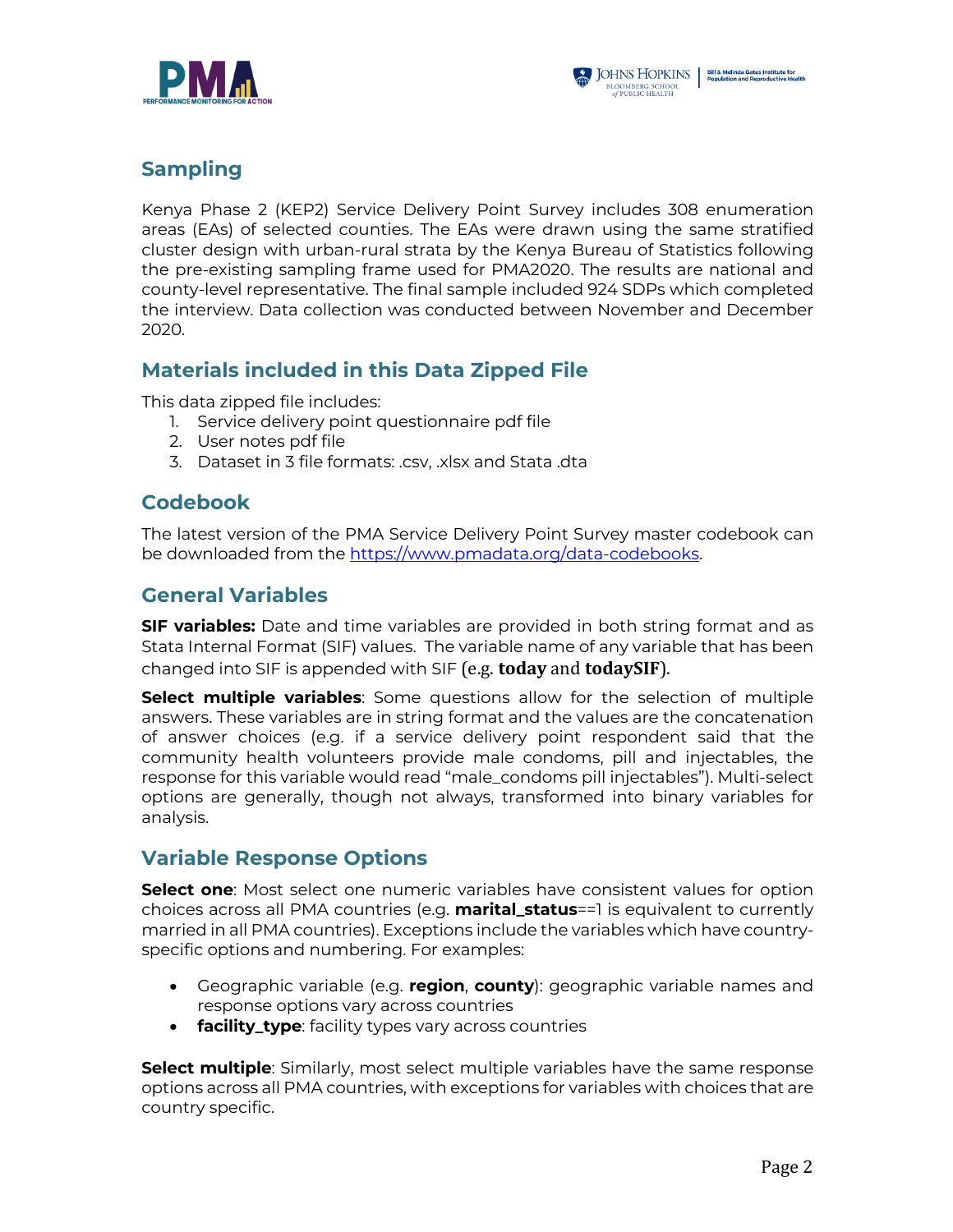## Sampling

Kenya Phase 2 (KEP2) Service Delivery Point Survey includes 308 enumeration areas (EAs) of selected counties. The EAs were drawn using the same stratified cluster design with urban-rural strata by the Kenya Bureau of Statistics following the pre-existing sampling frame used for PMA2020. The results are national and county-level representative. The final sample included 924 SDPs which completed the interview. Data collection was conducted between November and December 2020.

## Materials included in this Data Zipped File

This data zipped file includes:

1. Service delivery point questionnaire pdf file
2. User notes pdf file
3. Dataset in 3 file formats: .csv, .xlsx and Stata .dta

## Codebook

The latest version of the PMA Service Delivery Point Survey master codebook can be downloaded from the https://www.pmadata.org/data-codebooks.

## General Variables

**SIF variables:** Date and time variables are provided in both string format and as Stata Internal Format (SIF) values. The variable name of any variable that has been changed into SIF is appended with SIF (e.g. **today** and **todaySIF**).

**Select multiple variables**: Some questions allow for the selection of multiple answers. These variables are in string format and the values are the concatenation of answer choices (e.g. if a service delivery point respondent said that the community health volunteers provide male condoms, pill and injectables, the response for this variable would read "male_condoms pill injectables"). Multi-select options are generally, though not always, transformed into binary variables for analysis.

## Variable Response Options

**Select one**: Most select one numeric variables have consistent values for option choices across all PMA countries (e.g. **marital_status**==1 is equivalent to currently married in all PMA countries). Exceptions include the variables which have country-specific options and numbering. For examples:

- Geographic variable (e.g. **region**, **county**): geographic variable names and response options vary across countries
- **facility_type**: facility types vary across countries

**Select multiple**: Similarly, most select multiple variables have the same response options across all PMA countries, with exceptions for variables with choices that are country specific.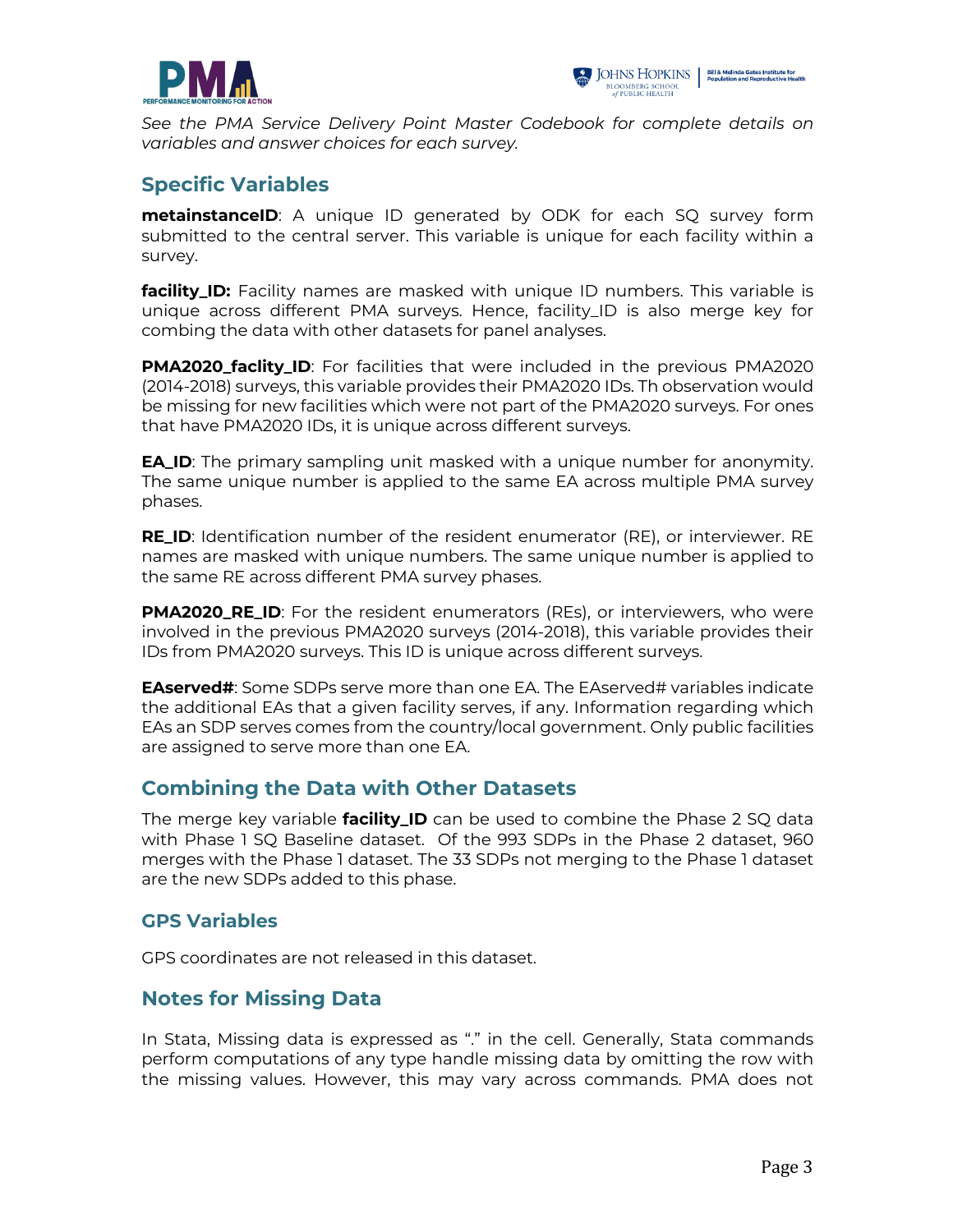*See the PMA Service Delivery Point Master Codebook for complete details on variables and answer choices for each survey.*

## Specific Variables

**metainstanceID**: A unique ID generated by ODK for each SQ survey form submitted to the central server. This variable is unique for each facility within a survey.

**facility_ID:** Facility names are masked with unique ID numbers. This variable is unique across different PMA surveys. Hence, facility_ID is also merge key for combing the data with other datasets for panel analyses.

**PMA2020_faclity_ID**: For facilities that were included in the previous PMA2020 (2014-2018) surveys, this variable provides their PMA2020 IDs. Th observation would be missing for new facilities which were not part of the PMA2020 surveys. For ones that have PMA2020 IDs, it is unique across different surveys.

**EA_ID**: The primary sampling unit masked with a unique number for anonymity. The same unique number is applied to the same EA across multiple PMA survey phases.

**RE_ID**: Identification number of the resident enumerator (RE), or interviewer. RE names are masked with unique numbers. The same unique number is applied to the same RE across different PMA survey phases.

**PMA2020_RE_ID**: For the resident enumerators (REs), or interviewers, who were involved in the previous PMA2020 surveys (2014-2018), this variable provides their IDs from PMA2020 surveys. This ID is unique across different surveys.

**EAserved#**: Some SDPs serve more than one EA. The EAserved# variables indicate the additional EAs that a given facility serves, if any. Information regarding which EAs an SDP serves comes from the country/local government. Only public facilities are assigned to serve more than one EA.

## Combining the Data with Other Datasets

The merge key variable **facility_ID** can be used to combine the Phase 2 SQ data with Phase 1 SQ Baseline dataset. Of the 993 SDPs in the Phase 2 dataset, 960 merges with the Phase 1 dataset. The 33 SDPs not merging to the Phase 1 dataset are the new SDPs added to this phase.

### GPS Variables

GPS coordinates are not released in this dataset.

## Notes for Missing Data

In Stata, Missing data is expressed as "." in the cell. Generally, Stata commands perform computations of any type handle missing data by omitting the row with the missing values. However, this may vary across commands. PMA does not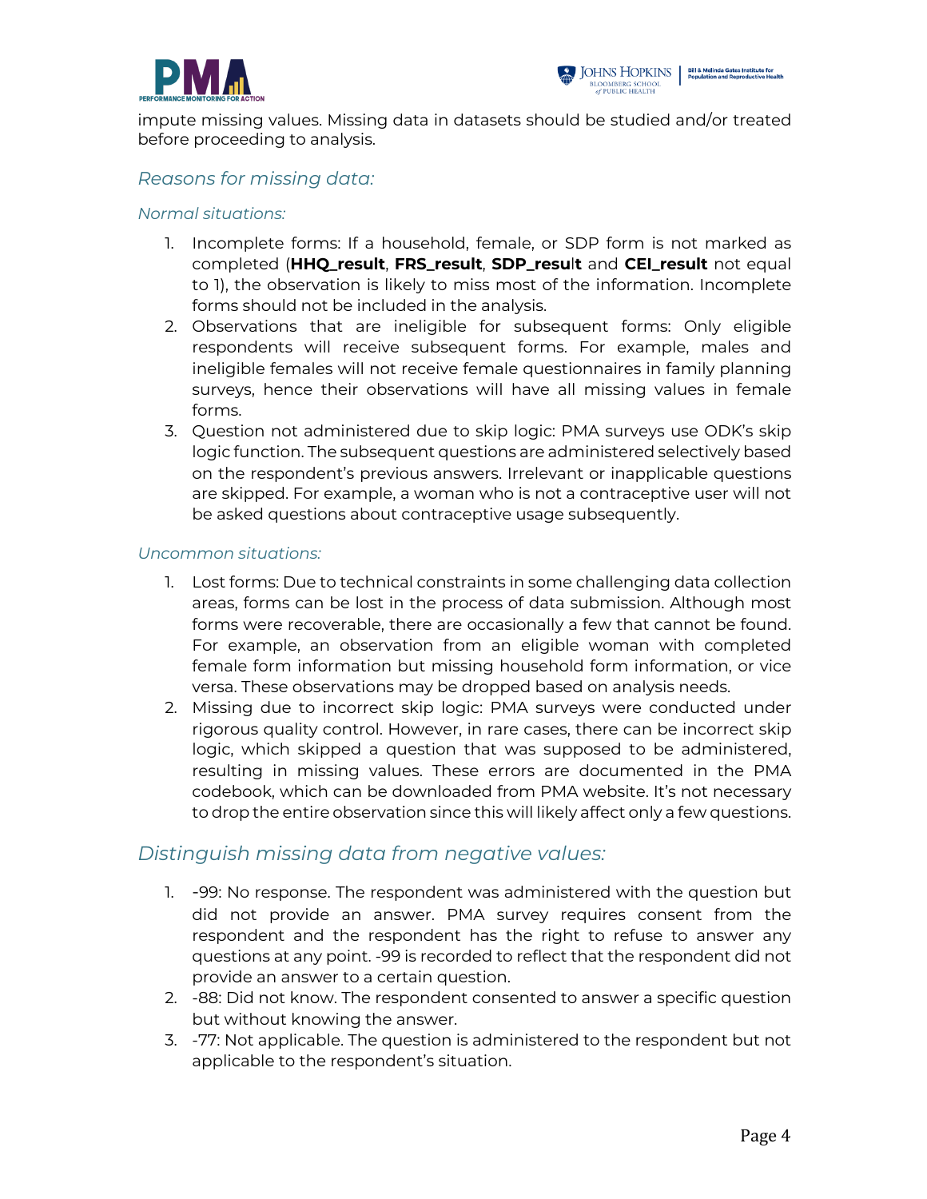impute missing values. Missing data in datasets should be studied and/or treated before proceeding to analysis.

## *Reasons for missing data:*

### *Normal situations:*

1. Incomplete forms: If a household, female, or SDP form is not marked as completed (**HHQ_result**, **FRS_result**, **SDP_result** and **CEI_result** not equal to 1), the observation is likely to miss most of the information. Incomplete forms should not be included in the analysis.
2. Observations that are ineligible for subsequent forms: Only eligible respondents will receive subsequent forms. For example, males and ineligible females will not receive female questionnaires in family planning surveys, hence their observations will have all missing values in female forms.
3. Question not administered due to skip logic: PMA surveys use ODK's skip logic function. The subsequent questions are administered selectively based on the respondent's previous answers. Irrelevant or inapplicable questions are skipped. For example, a woman who is not a contraceptive user will not be asked questions about contraceptive usage subsequently.

### *Uncommon situations:*

1. Lost forms: Due to technical constraints in some challenging data collection areas, forms can be lost in the process of data submission. Although most forms were recoverable, there are occasionally a few that cannot be found. For example, an observation from an eligible woman with completed female form information but missing household form information, or vice versa. These observations may be dropped based on analysis needs.
2. Missing due to incorrect skip logic: PMA surveys were conducted under rigorous quality control. However, in rare cases, there can be incorrect skip logic, which skipped a question that was supposed to be administered, resulting in missing values. These errors are documented in the PMA codebook, which can be downloaded from PMA website. It's not necessary to drop the entire observation since this will likely affect only a few questions.

## *Distinguish missing data from negative values:*

1. -99: No response. The respondent was administered with the question but did not provide an answer. PMA survey requires consent from the respondent and the respondent has the right to refuse to answer any questions at any point. -99 is recorded to reflect that the respondent did not provide an answer to a certain question.
2. -88: Did not know. The respondent consented to answer a specific question but without knowing the answer.
3. -77: Not applicable. The question is administered to the respondent but not applicable to the respondent's situation.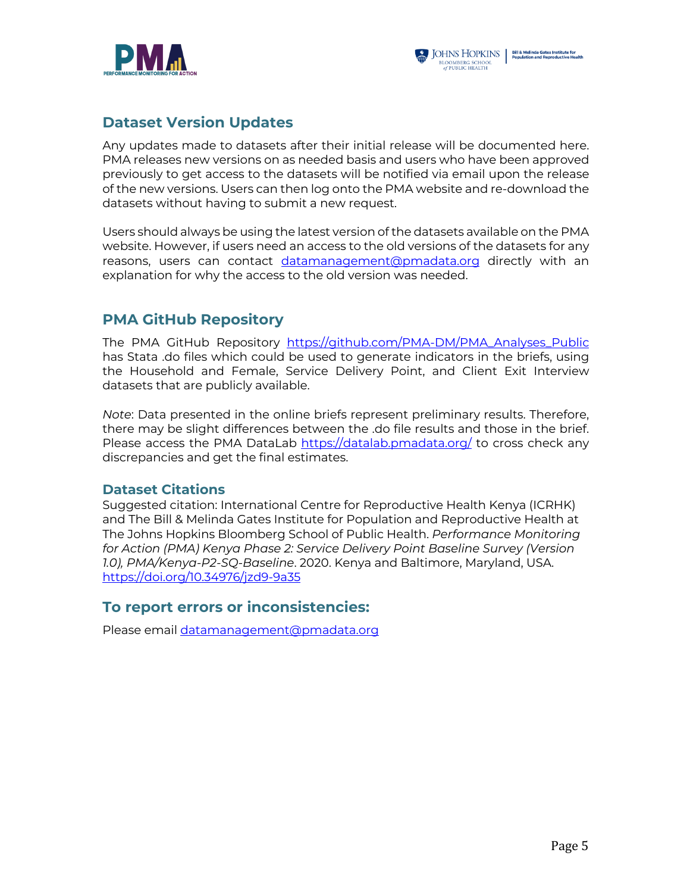## Dataset Version Updates

Any updates made to datasets after their initial release will be documented here. PMA releases new versions on as needed basis and users who have been approved previously to get access to the datasets will be notified via email upon the release of the new versions. Users can then log onto the PMA website and re-download the datasets without having to submit a new request.

Users should always be using the latest version of the datasets available on the PMA website. However, if users need an access to the old versions of the datasets for any reasons, users can contact datamanagement@pmadata.org directly with an explanation for why the access to the old version was needed.

## PMA GitHub Repository

The PMA GitHub Repository https://github.com/PMA-DM/PMA_Analyses_Public has Stata .do files which could be used to generate indicators in the briefs, using the Household and Female, Service Delivery Point, and Client Exit Interview datasets that are publicly available.

*Note*: Data presented in the online briefs represent preliminary results. Therefore, there may be slight differences between the .do file results and those in the brief. Please access the PMA DataLab https://datalab.pmadata.org/ to cross check any discrepancies and get the final estimates.

### Dataset Citations

Suggested citation: International Centre for Reproductive Health Kenya (ICRHK) and The Bill & Melinda Gates Institute for Population and Reproductive Health at The Johns Hopkins Bloomberg School of Public Health. *Performance Monitoring for Action (PMA) Kenya Phase 2: Service Delivery Point Baseline Survey (Version 1.0), PMA/Kenya-P2-SQ-Baseline*. 2020. Kenya and Baltimore, Maryland, USA. https://doi.org/10.34976/jzd9-9a35

## To report errors or inconsistencies:

Please email datamanagement@pmadata.org